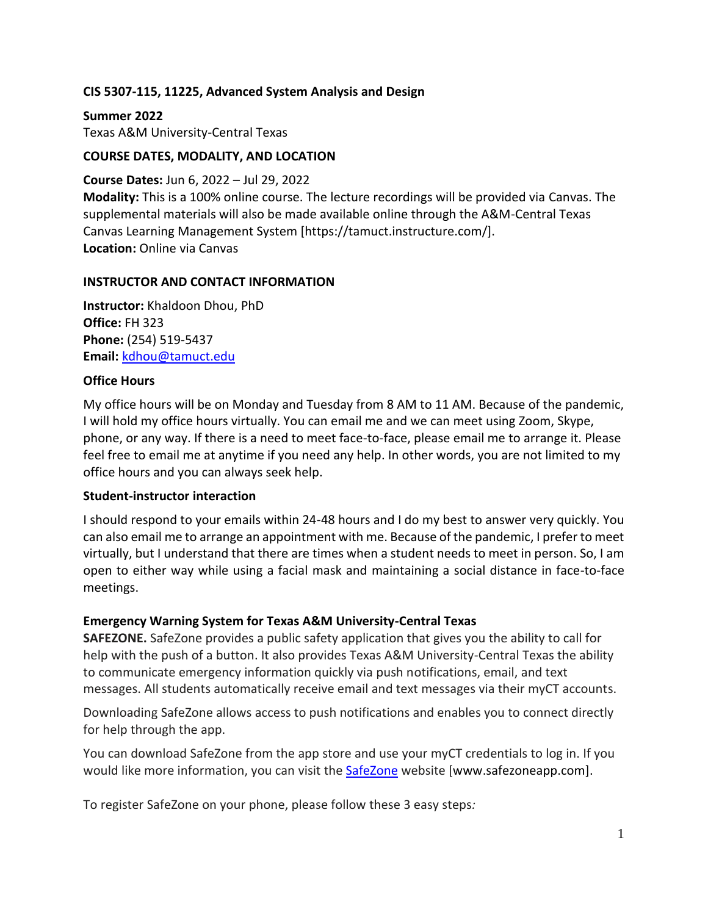**CIS 5307-115, 11225, Advanced System Analysis and Design**

**Summer 2022**
Texas A&M University-Central Texas

## COURSE DATES, MODALITY, AND LOCATION

**Course Dates:** Jun 6, 2022 – Jul 29, 2022
**Modality:** This is a 100% online course. The lecture recordings will be provided via Canvas. The supplemental materials will also be made available online through the A&M-Central Texas Canvas Learning Management System [https://tamuct.instructure.com/].
**Location:** Online via Canvas

## INSTRUCTOR AND CONTACT INFORMATION

**Instructor:** Khaldoon Dhou, PhD
**Office:** FH 323
**Phone:** (254) 519-5437
**Email:** kdhou@tamuct.edu

### Office Hours

My office hours will be on Monday and Tuesday from 8 AM to 11 AM. Because of the pandemic, I will hold my office hours virtually. You can email me and we can meet using Zoom, Skype, phone, or any way. If there is a need to meet face-to-face, please email me to arrange it. Please feel free to email me at anytime if you need any help. In other words, you are not limited to my office hours and you can always seek help.

### Student-instructor interaction

I should respond to your emails within 24-48 hours and I do my best to answer very quickly. You can also email me to arrange an appointment with me. Because of the pandemic, I prefer to meet virtually, but I understand that there are times when a student needs to meet in person. So, I am open to either way while using a facial mask and maintaining a social distance in face-to-face meetings.

### Emergency Warning System for Texas A&M University-Central Texas

**SAFEZONE.** SafeZone provides a public safety application that gives you the ability to call for help with the push of a button. It also provides Texas A&M University-Central Texas the ability to communicate emergency information quickly via push notifications, email, and text messages. All students automatically receive email and text messages via their myCT accounts.

Downloading SafeZone allows access to push notifications and enables you to connect directly for help through the app.

You can download SafeZone from the app store and use your myCT credentials to log in. If you would like more information, you can visit the SafeZone website [www.safezoneapp.com].

To register SafeZone on your phone, please follow these 3 easy steps*:*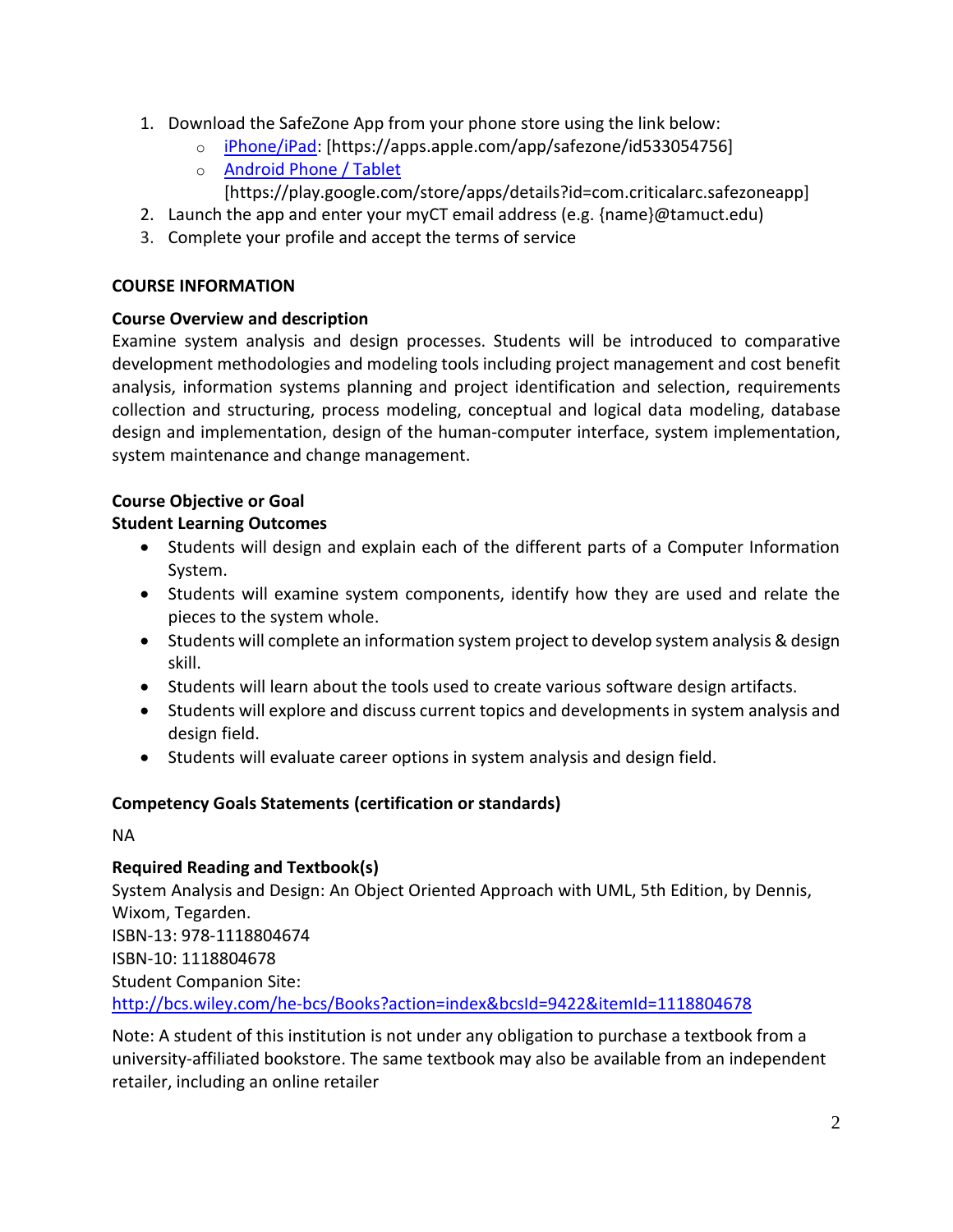1. Download the SafeZone App from your phone store using the link below:
   - iPhone/iPad: [https://apps.apple.com/app/safezone/id533054756]
   - Android Phone / Tablet [https://play.google.com/store/apps/details?id=com.criticalarc.safezoneapp]
2. Launch the app and enter your myCT email address (e.g. {name}@tamuct.edu)
3. Complete your profile and accept the terms of service

## COURSE INFORMATION

### Course Overview and description

Examine system analysis and design processes. Students will be introduced to comparative development methodologies and modeling tools including project management and cost benefit analysis, information systems planning and project identification and selection, requirements collection and structuring, process modeling, conceptual and logical data modeling, database design and implementation, design of the human-computer interface, system implementation, system maintenance and change management.

### Course Objective or Goal

### Student Learning Outcomes

- Students will design and explain each of the different parts of a Computer Information System.
- Students will examine system components, identify how they are used and relate the pieces to the system whole.
- Students will complete an information system project to develop system analysis & design skill.
- Students will learn about the tools used to create various software design artifacts.
- Students will explore and discuss current topics and developments in system analysis and design field.
- Students will evaluate career options in system analysis and design field.

### Competency Goals Statements (certification or standards)

NA

### Required Reading and Textbook(s)

System Analysis and Design: An Object Oriented Approach with UML, 5th Edition, by Dennis, Wixom, Tegarden.
ISBN-13: 978-1118804674
ISBN-10: 1118804678
Student Companion Site:
http://bcs.wiley.com/he-bcs/Books?action=index&bcsId=9422&itemId=1118804678

Note: A student of this institution is not under any obligation to purchase a textbook from a university-affiliated bookstore. The same textbook may also be available from an independent retailer, including an online retailer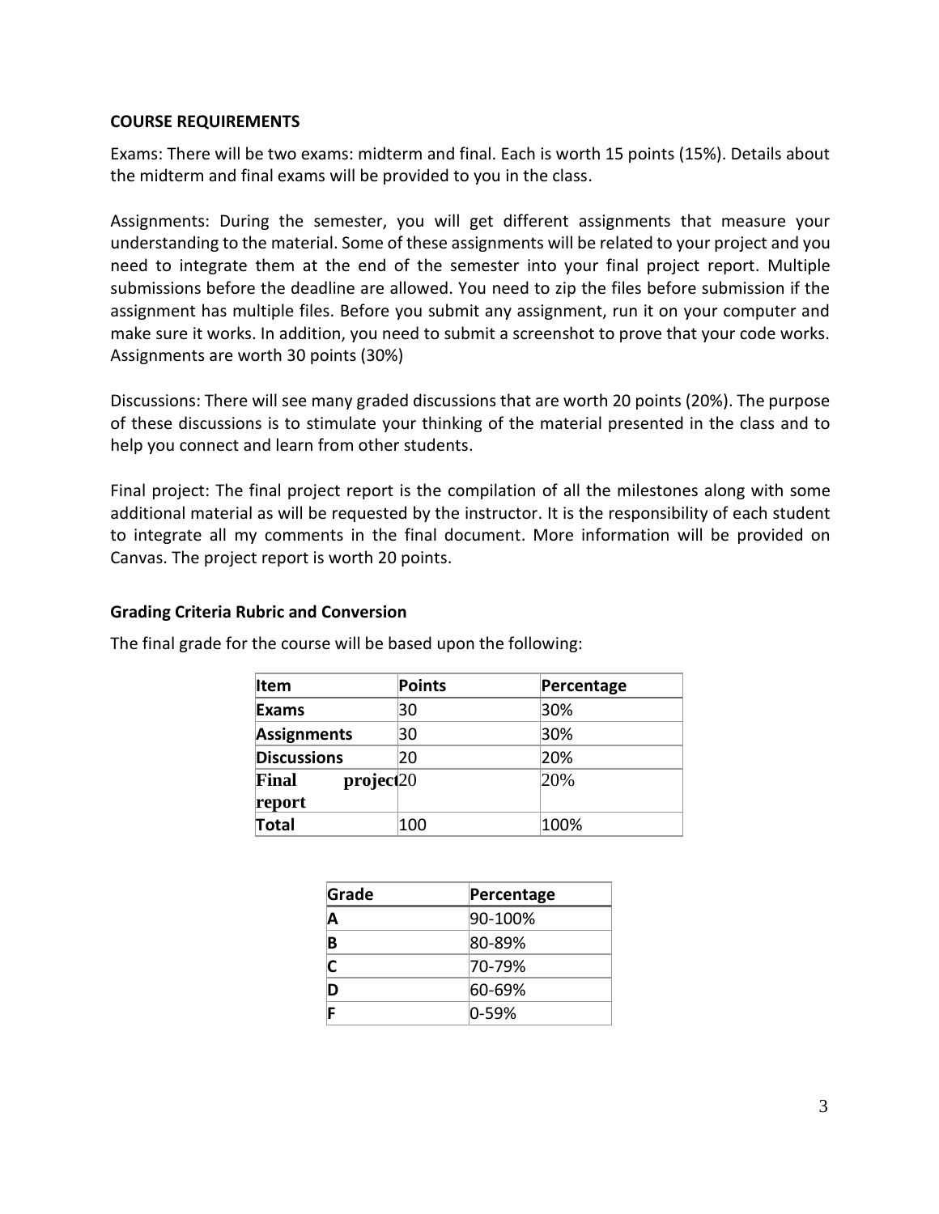**COURSE REQUIREMENTS**

Exams: There will be two exams: midterm and final. Each is worth 15 points (15%). Details about the midterm and final exams will be provided to you in the class.

Assignments: During the semester, you will get different assignments that measure your understanding to the material. Some of these assignments will be related to your project and you need to integrate them at the end of the semester into your final project report. Multiple submissions before the deadline are allowed. You need to zip the files before submission if the assignment has multiple files. Before you submit any assignment, run it on your computer and make sure it works. In addition, you need to submit a screenshot to prove that your code works. Assignments are worth 30 points (30%)

Discussions: There will see many graded discussions that are worth 20 points (20%). The purpose of these discussions is to stimulate your thinking of the material presented in the class and to help you connect and learn from other students.

Final project: The final project report is the compilation of all the milestones along with some additional material as will be requested by the instructor. It is the responsibility of each student to integrate all my comments in the final document. More information will be provided on Canvas. The project report is worth 20 points.

**Grading Criteria Rubric and Conversion**

The final grade for the course will be based upon the following:

| Item | Points | Percentage |
|---|---|---|
| **Exams** | 30 | 30% |
| **Assignments** | 30 | 30% |
| **Discussions** | 20 | 20% |
| **Final project report** | 20 | 20% |
| **Total** | 100 | 100% |

| Grade | Percentage |
|---|---|
| **A** | 90-100% |
| **B** | 80-89% |
| **C** | 70-79% |
| **D** | 60-69% |
| **F** | 0-59% |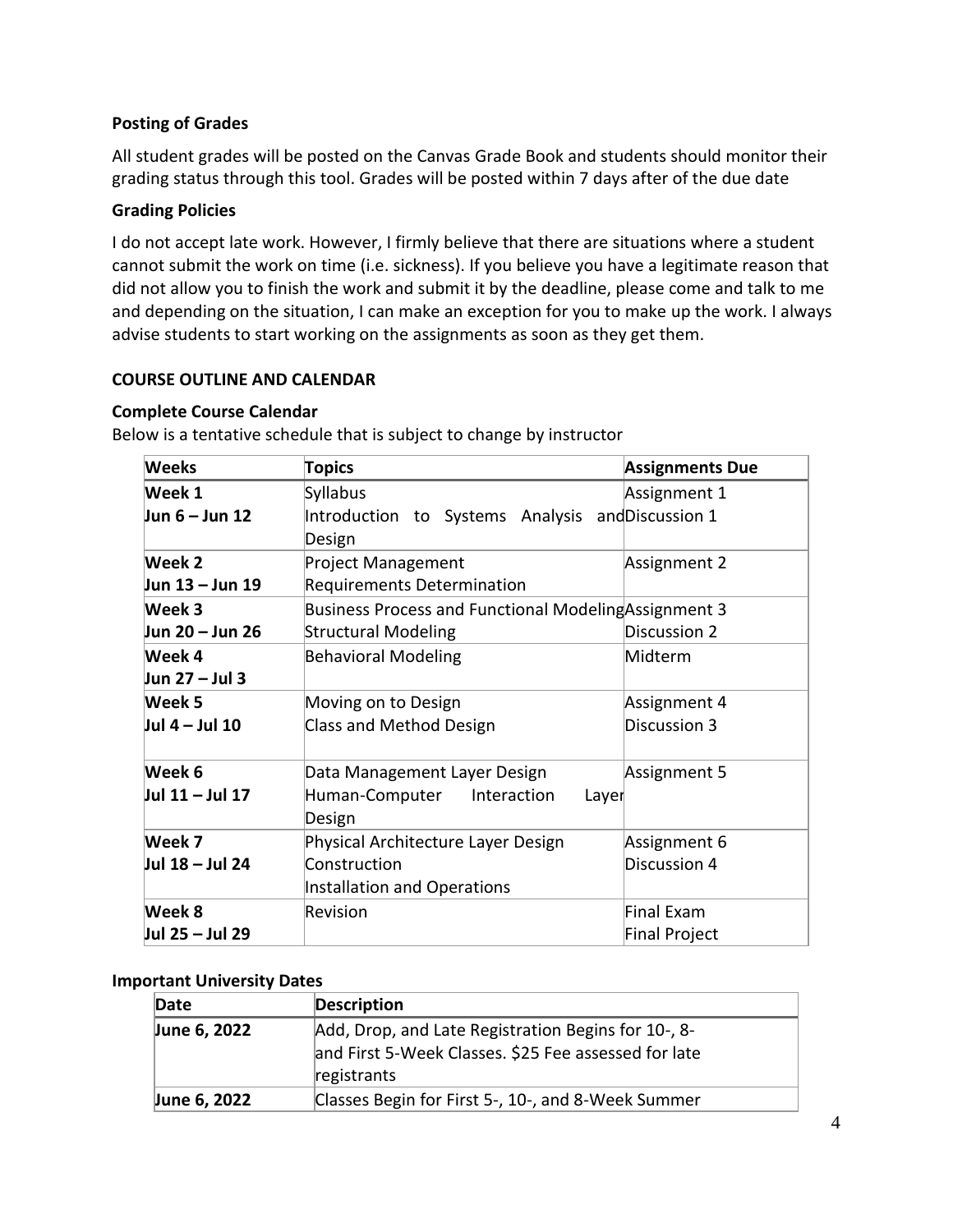### Posting of Grades

All student grades will be posted on the Canvas Grade Book and students should monitor their grading status through this tool. Grades will be posted within 7 days after of the due date

### Grading Policies

I do not accept late work. However, I firmly believe that there are situations where a student cannot submit the work on time (i.e. sickness). If you believe you have a legitimate reason that did not allow you to finish the work and submit it by the deadline, please come and talk to me and depending on the situation, I can make an exception for you to make up the work. I always advise students to start working on the assignments as soon as they get them.

## COURSE OUTLINE AND CALENDAR

### Complete Course Calendar

Below is a tentative schedule that is subject to change by instructor

| Weeks | Topics | Assignments Due |
|---|---|---|
| **Week 1**<br>**Jun 6 – Jun 12** | Syllabus<br>Introduction to Systems Analysis and Design | Assignment 1<br>Discussion 1 |
| **Week 2**<br>**Jun 13 – Jun 19** | Project Management<br>Requirements Determination | Assignment 2 |
| **Week 3**<br>**Jun 20 – Jun 26** | Business Process and Functional Modeling<br>Structural Modeling | Assignment 3<br>Discussion 2 |
| **Week 4**<br>**Jun 27 – Jul 3** | Behavioral Modeling | Midterm |
| **Week 5**<br>**Jul 4 – Jul 10** | Moving on to Design<br>Class and Method Design | Assignment 4<br>Discussion 3 |
| **Week 6**<br>**Jul 11 – Jul 17** | Data Management Layer Design<br>Human-Computer Interaction Layer Design | Assignment 5 |
| **Week 7**<br>**Jul 18 – Jul 24** | Physical Architecture Layer Design<br>Construction<br>Installation and Operations | Assignment 6<br>Discussion 4 |
| **Week 8**<br>**Jul 25 – Jul 29** | Revision | Final Exam<br>Final Project |

### Important University Dates

| Date | Description |
|---|---|
| **June 6, 2022** | Add, Drop, and Late Registration Begins for 10-, 8- and First 5-Week Classes. $25 Fee assessed for late registrants |
| **June 6, 2022** | Classes Begin for First 5-, 10-, and 8-Week Summer |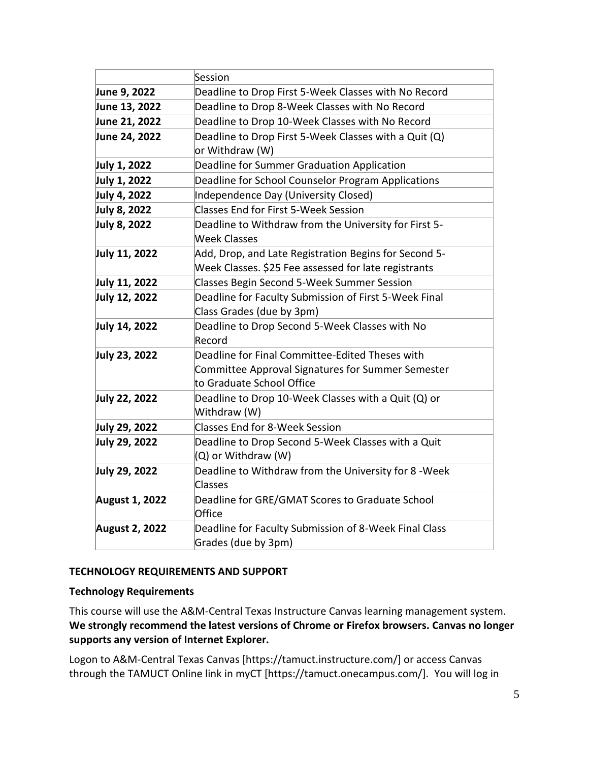| | Session |
|---|---|
| **June 9, 2022** | Deadline to Drop First 5-Week Classes with No Record |
| **June 13, 2022** | Deadline to Drop 8-Week Classes with No Record |
| **June 21, 2022** | Deadline to Drop 10-Week Classes with No Record |
| **June 24, 2022** | Deadline to Drop First 5-Week Classes with a Quit (Q) or Withdraw (W) |
| **July 1, 2022** | Deadline for Summer Graduation Application |
| **July 1, 2022** | Deadline for School Counselor Program Applications |
| **July 4, 2022** | Independence Day (University Closed) |
| **July 8, 2022** | Classes End for First 5-Week Session |
| **July 8, 2022** | Deadline to Withdraw from the University for First 5-Week Classes |
| **July 11, 2022** | Add, Drop, and Late Registration Begins for Second 5-Week Classes. $25 Fee assessed for late registrants |
| **July 11, 2022** | Classes Begin Second 5-Week Summer Session |
| **July 12, 2022** | Deadline for Faculty Submission of First 5-Week Final Class Grades (due by 3pm) |
| **July 14, 2022** | Deadline to Drop Second 5-Week Classes with No Record |
| **July 23, 2022** | Deadline for Final Committee-Edited Theses with Committee Approval Signatures for Summer Semester to Graduate School Office |
| **July 22, 2022** | Deadline to Drop 10-Week Classes with a Quit (Q) or Withdraw (W) |
| **July 29, 2022** | Classes End for 8-Week Session |
| **July 29, 2022** | Deadline to Drop Second 5-Week Classes with a Quit (Q) or Withdraw (W) |
| **July 29, 2022** | Deadline to Withdraw from the University for 8 -Week Classes |
| **August 1, 2022** | Deadline for GRE/GMAT Scores to Graduate School Office |
| **August 2, 2022** | Deadline for Faculty Submission of 8-Week Final Class Grades (due by 3pm) |

**TECHNOLOGY REQUIREMENTS AND SUPPORT**

**Technology Requirements**

This course will use the A&M-Central Texas Instructure Canvas learning management system. **We strongly recommend the latest versions of Chrome or Firefox browsers. Canvas no longer supports any version of Internet Explorer.**

Logon to A&M-Central Texas Canvas [https://tamuct.instructure.com/] or access Canvas through the TAMUCT Online link in myCT [https://tamuct.onecampus.com/]. You will log in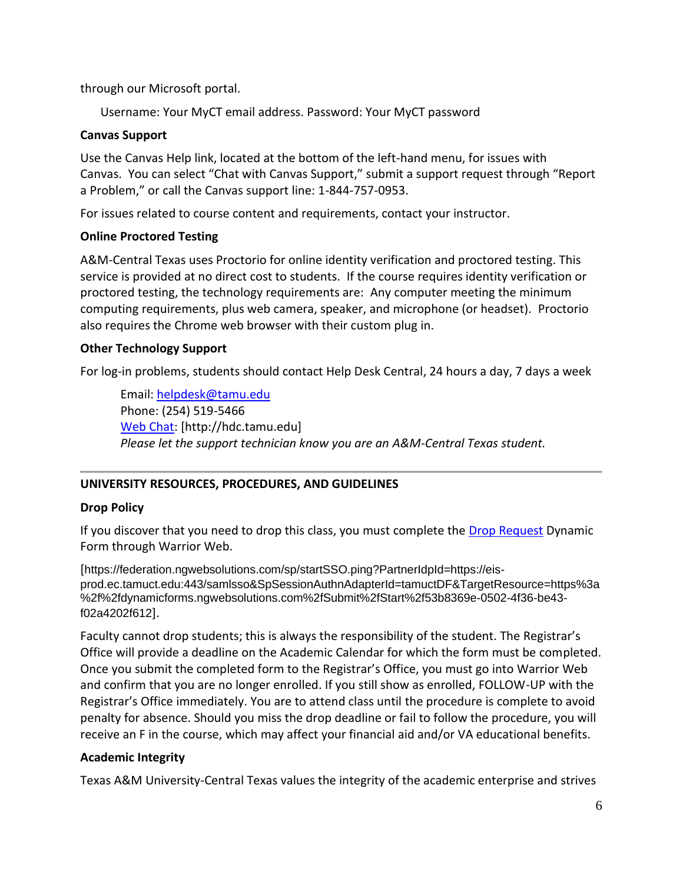through our Microsoft portal.

Username: Your MyCT email address. Password: Your MyCT password

**Canvas Support**

Use the Canvas Help link, located at the bottom of the left-hand menu, for issues with Canvas. You can select "Chat with Canvas Support," submit a support request through "Report a Problem," or call the Canvas support line: 1-844-757-0953.

For issues related to course content and requirements, contact your instructor.

**Online Proctored Testing**

A&M-Central Texas uses Proctorio for online identity verification and proctored testing. This service is provided at no direct cost to students. If the course requires identity verification or proctored testing, the technology requirements are: Any computer meeting the minimum computing requirements, plus web camera, speaker, and microphone (or headset). Proctorio also requires the Chrome web browser with their custom plug in.

**Other Technology Support**

For log-in problems, students should contact Help Desk Central, 24 hours a day, 7 days a week

> Email: helpdesk@tamu.edu
> Phone: (254) 519-5466
> Web Chat: [http://hdc.tamu.edu]
> *Please let the support technician know you are an A&M-Central Texas student.*

---

## UNIVERSITY RESOURCES, PROCEDURES, AND GUIDELINES

**Drop Policy**

If you discover that you need to drop this class, you must complete the Drop Request Dynamic Form through Warrior Web.

[https://federation.ngwebsolutions.com/sp/startSSO.ping?PartnerIdpId=https://eis-prod.ec.tamuct.edu:443/samlsso&SpSessionAuthnAdapterId=tamuctDF&TargetResource=https%3a%2f%2fdynamicforms.ngwebsolutions.com%2fSubmit%2fStart%2f53b8369e-0502-4f36-be43-f02a4202f612].

Faculty cannot drop students; this is always the responsibility of the student. The Registrar's Office will provide a deadline on the Academic Calendar for which the form must be completed. Once you submit the completed form to the Registrar's Office, you must go into Warrior Web and confirm that you are no longer enrolled. If you still show as enrolled, FOLLOW-UP with the Registrar's Office immediately. You are to attend class until the procedure is complete to avoid penalty for absence. Should you miss the drop deadline or fail to follow the procedure, you will receive an F in the course, which may affect your financial aid and/or VA educational benefits.

**Academic Integrity**

Texas A&M University-Central Texas values the integrity of the academic enterprise and strives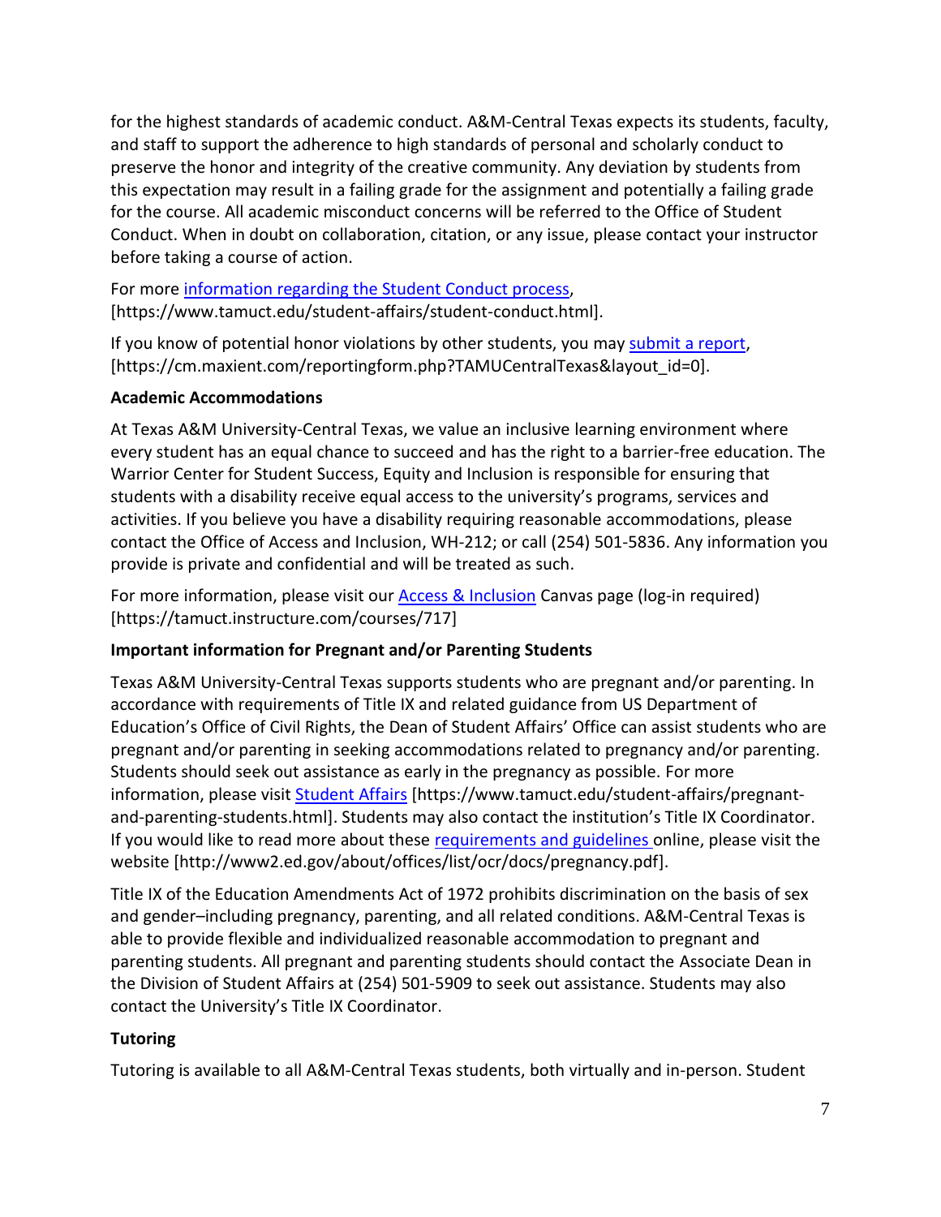for the highest standards of academic conduct. A&M-Central Texas expects its students, faculty, and staff to support the adherence to high standards of personal and scholarly conduct to preserve the honor and integrity of the creative community. Any deviation by students from this expectation may result in a failing grade for the assignment and potentially a failing grade for the course. All academic misconduct concerns will be referred to the Office of Student Conduct. When in doubt on collaboration, citation, or any issue, please contact your instructor before taking a course of action.

For more information regarding the Student Conduct process, [https://www.tamuct.edu/student-affairs/student-conduct.html].

If you know of potential honor violations by other students, you may submit a report, [https://cm.maxient.com/reportingform.php?TAMUCentralTexas&layout_id=0].

**Academic Accommodations**

At Texas A&M University-Central Texas, we value an inclusive learning environment where every student has an equal chance to succeed and has the right to a barrier-free education. The Warrior Center for Student Success, Equity and Inclusion is responsible for ensuring that students with a disability receive equal access to the university's programs, services and activities. If you believe you have a disability requiring reasonable accommodations, please contact the Office of Access and Inclusion, WH-212; or call (254) 501-5836. Any information you provide is private and confidential and will be treated as such.

For more information, please visit our Access & Inclusion Canvas page (log-in required) [https://tamuct.instructure.com/courses/717]

**Important information for Pregnant and/or Parenting Students**

Texas A&M University-Central Texas supports students who are pregnant and/or parenting. In accordance with requirements of Title IX and related guidance from US Department of Education's Office of Civil Rights, the Dean of Student Affairs' Office can assist students who are pregnant and/or parenting in seeking accommodations related to pregnancy and/or parenting. Students should seek out assistance as early in the pregnancy as possible. For more information, please visit Student Affairs [https://www.tamuct.edu/student-affairs/pregnant-and-parenting-students.html]. Students may also contact the institution's Title IX Coordinator. If you would like to read more about these requirements and guidelines online, please visit the website [http://www2.ed.gov/about/offices/list/ocr/docs/pregnancy.pdf].

Title IX of the Education Amendments Act of 1972 prohibits discrimination on the basis of sex and gender–including pregnancy, parenting, and all related conditions. A&M-Central Texas is able to provide flexible and individualized reasonable accommodation to pregnant and parenting students. All pregnant and parenting students should contact the Associate Dean in the Division of Student Affairs at (254) 501-5909 to seek out assistance. Students may also contact the University's Title IX Coordinator.

**Tutoring**

Tutoring is available to all A&M-Central Texas students, both virtually and in-person. Student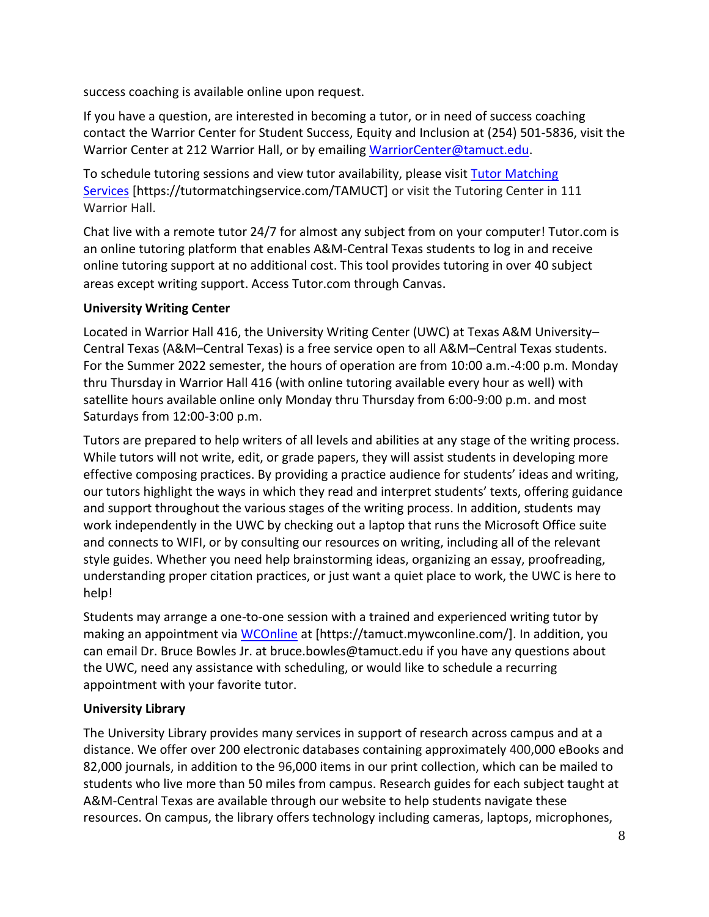success coaching is available online upon request.

If you have a question, are interested in becoming a tutor, or in need of success coaching contact the Warrior Center for Student Success, Equity and Inclusion at (254) 501-5836, visit the Warrior Center at 212 Warrior Hall, or by emailing [WarriorCenter@tamuct.edu](mailto:WarriorCenter@tamuct.edu).

To schedule tutoring sessions and view tutor availability, please visit [Tutor Matching Services](https://tutormatchingservice.com/TAMUCT) [https://tutormatchingservice.com/TAMUCT] or visit the Tutoring Center in 111 Warrior Hall.

Chat live with a remote tutor 24/7 for almost any subject from on your computer! Tutor.com is an online tutoring platform that enables A&M-Central Texas students to log in and receive online tutoring support at no additional cost. This tool provides tutoring in over 40 subject areas except writing support. Access Tutor.com through Canvas.

**University Writing Center**

Located in Warrior Hall 416, the University Writing Center (UWC) at Texas A&M University–Central Texas (A&M–Central Texas) is a free service open to all A&M–Central Texas students. For the Summer 2022 semester, the hours of operation are from 10:00 a.m.-4:00 p.m. Monday thru Thursday in Warrior Hall 416 (with online tutoring available every hour as well) with satellite hours available online only Monday thru Thursday from 6:00-9:00 p.m. and most Saturdays from 12:00-3:00 p.m.

Tutors are prepared to help writers of all levels and abilities at any stage of the writing process. While tutors will not write, edit, or grade papers, they will assist students in developing more effective composing practices. By providing a practice audience for students' ideas and writing, our tutors highlight the ways in which they read and interpret students' texts, offering guidance and support throughout the various stages of the writing process. In addition, students may work independently in the UWC by checking out a laptop that runs the Microsoft Office suite and connects to WIFI, or by consulting our resources on writing, including all of the relevant style guides. Whether you need help brainstorming ideas, organizing an essay, proofreading, understanding proper citation practices, or just want a quiet place to work, the UWC is here to help!

Students may arrange a one-to-one session with a trained and experienced writing tutor by making an appointment via [WCOnline](https://tamuct.mywconline.com/) at [https://tamuct.mywconline.com/]. In addition, you can email Dr. Bruce Bowles Jr. at bruce.bowles@tamuct.edu if you have any questions about the UWC, need any assistance with scheduling, or would like to schedule a recurring appointment with your favorite tutor.

**University Library**

The University Library provides many services in support of research across campus and at a distance. We offer over 200 electronic databases containing approximately 400,000 eBooks and 82,000 journals, in addition to the 96,000 items in our print collection, which can be mailed to students who live more than 50 miles from campus. Research guides for each subject taught at A&M-Central Texas are available through our website to help students navigate these resources. On campus, the library offers technology including cameras, laptops, microphones,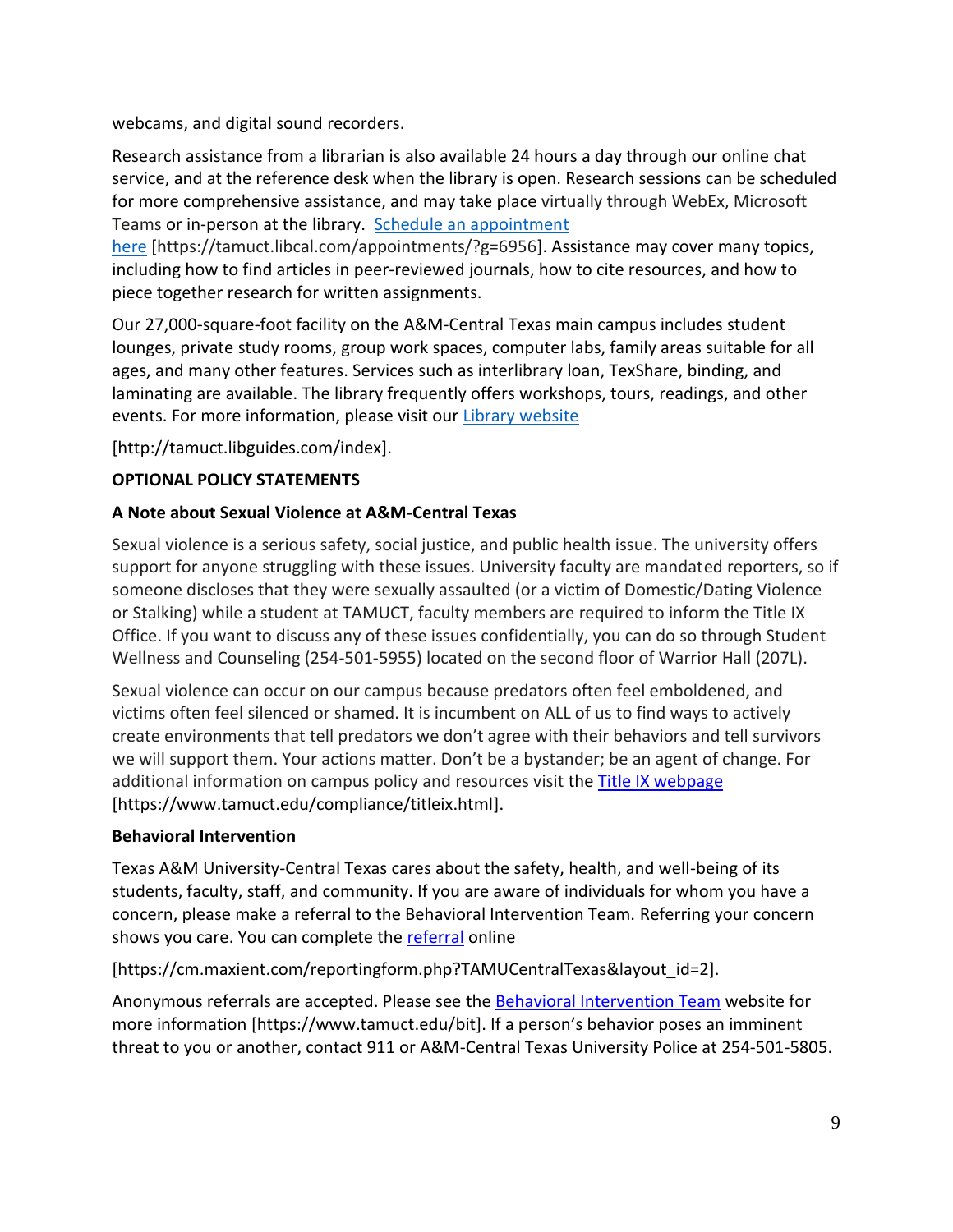webcams, and digital sound recorders.

Research assistance from a librarian is also available 24 hours a day through our online chat service, and at the reference desk when the library is open. Research sessions can be scheduled for more comprehensive assistance, and may take place virtually through WebEx, Microsoft Teams or in-person at the library. Schedule an appointment here [https://tamuct.libcal.com/appointments/?g=6956]. Assistance may cover many topics, including how to find articles in peer-reviewed journals, how to cite resources, and how to piece together research for written assignments.

Our 27,000-square-foot facility on the A&M-Central Texas main campus includes student lounges, private study rooms, group work spaces, computer labs, family areas suitable for all ages, and many other features. Services such as interlibrary loan, TexShare, binding, and laminating are available. The library frequently offers workshops, tours, readings, and other events. For more information, please visit our Library website

[http://tamuct.libguides.com/index].

**OPTIONAL POLICY STATEMENTS**

**A Note about Sexual Violence at A&M-Central Texas**

Sexual violence is a serious safety, social justice, and public health issue. The university offers support for anyone struggling with these issues. University faculty are mandated reporters, so if someone discloses that they were sexually assaulted (or a victim of Domestic/Dating Violence or Stalking) while a student at TAMUCT, faculty members are required to inform the Title IX Office. If you want to discuss any of these issues confidentially, you can do so through Student Wellness and Counseling (254-501-5955) located on the second floor of Warrior Hall (207L).

Sexual violence can occur on our campus because predators often feel emboldened, and victims often feel silenced or shamed. It is incumbent on ALL of us to find ways to actively create environments that tell predators we don't agree with their behaviors and tell survivors we will support them. Your actions matter. Don't be a bystander; be an agent of change. For additional information on campus policy and resources visit the Title IX webpage [https://www.tamuct.edu/compliance/titleix.html].

**Behavioral Intervention**

Texas A&M University-Central Texas cares about the safety, health, and well-being of its students, faculty, staff, and community. If you are aware of individuals for whom you have a concern, please make a referral to the Behavioral Intervention Team. Referring your concern shows you care. You can complete the referral online

[https://cm.maxient.com/reportingform.php?TAMUCentralTexas&layout_id=2].

Anonymous referrals are accepted. Please see the Behavioral Intervention Team website for more information [https://www.tamuct.edu/bit]. If a person's behavior poses an imminent threat to you or another, contact 911 or A&M-Central Texas University Police at 254-501-5805.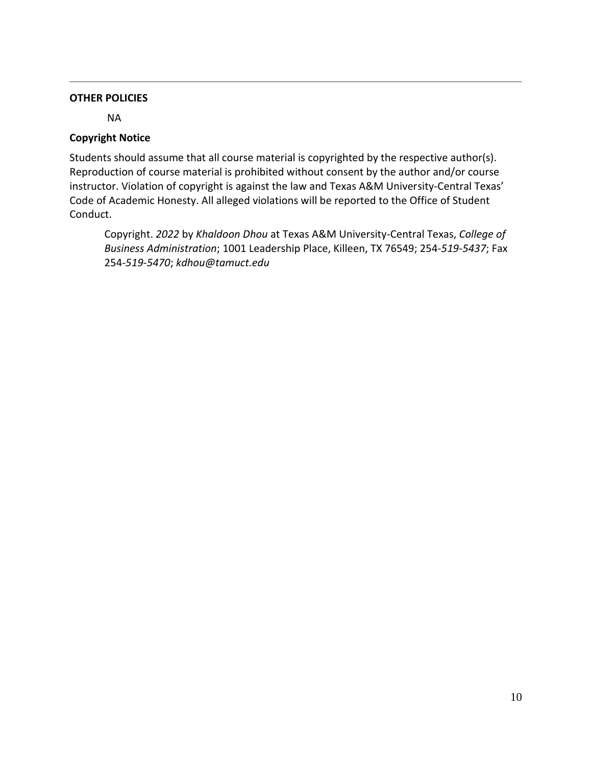**OTHER POLICIES**

NA

**Copyright Notice**

Students should assume that all course material is copyrighted by the respective author(s). Reproduction of course material is prohibited without consent by the author and/or course instructor. Violation of copyright is against the law and Texas A&M University-Central Texas' Code of Academic Honesty. All alleged violations will be reported to the Office of Student Conduct.

Copyright. *2022* by *Khaldoon Dhou* at Texas A&M University-Central Texas, *College of Business Administration*; 1001 Leadership Place, Killeen, TX 76549; 254-*519-5437*; Fax 254-*519-5470*; *kdhou@tamuct.edu*